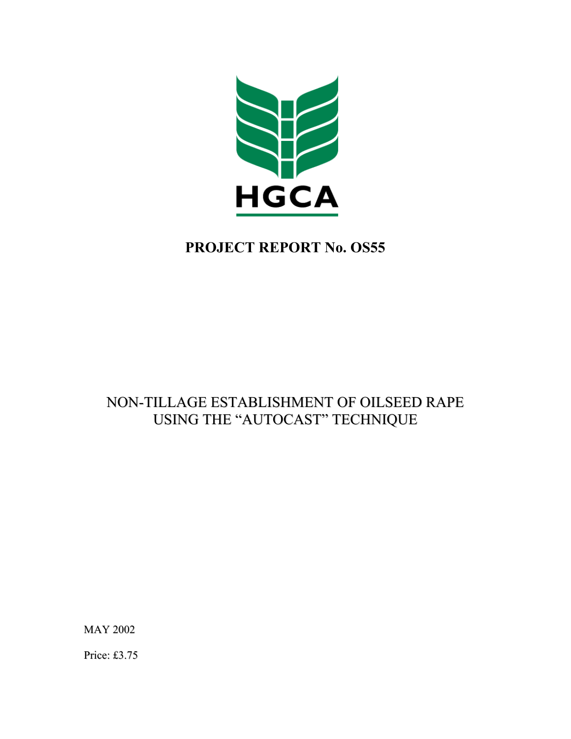HGCA

# PROJECT REPORT No. OS55

## NON-TILLAGE ESTABLISHMENT OF OILSEED RAPE USING THE "AUTOCAST" TECHNIQUE

MAY 2002

Price: £3.75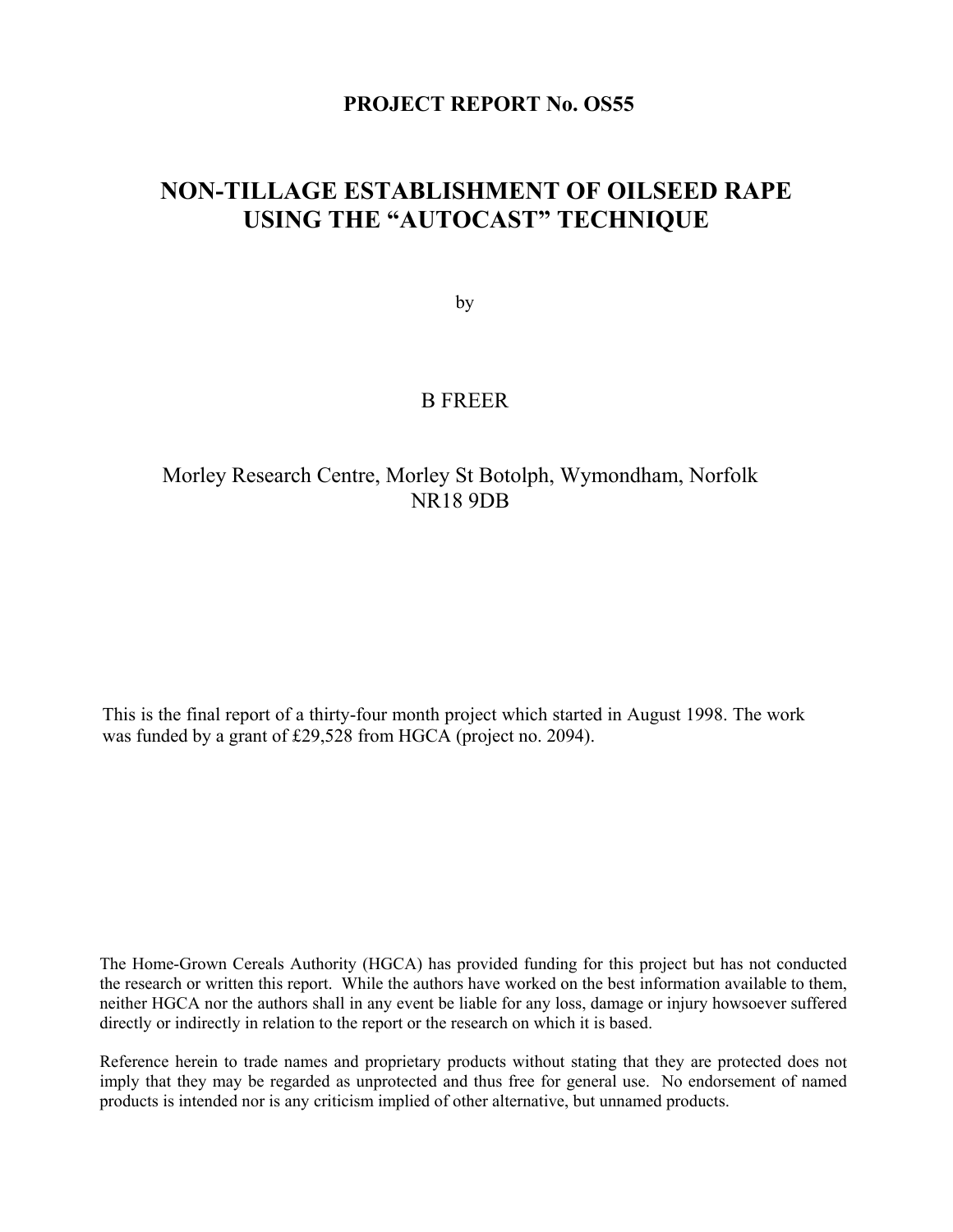**PROJECT REPORT No. OS55**

# NON-TILLAGE ESTABLISHMENT OF OILSEED RAPE USING THE "AUTOCAST" TECHNIQUE

by

B FREER

Morley Research Centre, Morley St Botolph, Wymondham, Norfolk NR18 9DB

This is the final report of a thirty-four month project which started in August 1998. The work was funded by a grant of £29,528 from HGCA (project no. 2094).

The Home-Grown Cereals Authority (HGCA) has provided funding for this project but has not conducted the research or written this report. While the authors have worked on the best information available to them, neither HGCA nor the authors shall in any event be liable for any loss, damage or injury howsoever suffered directly or indirectly in relation to the report or the research on which it is based.

Reference herein to trade names and proprietary products without stating that they are protected does not imply that they may be regarded as unprotected and thus free for general use. No endorsement of named products is intended nor is any criticism implied of other alternative, but unnamed products.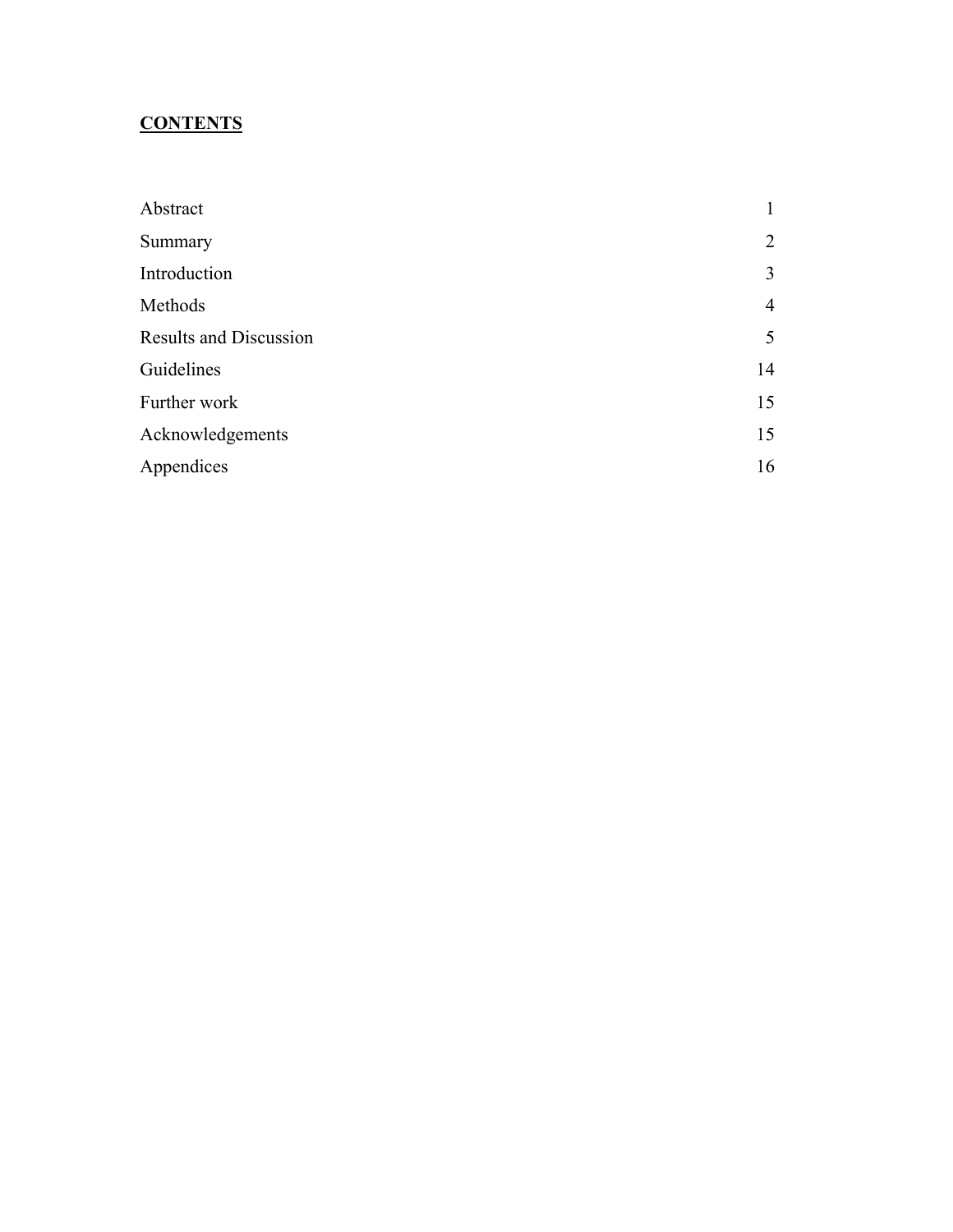## CONTENTS

| | |
|---|---|
| Abstract | 1 |
| Summary | 2 |
| Introduction | 3 |
| Methods | 4 |
| Results and Discussion | 5 |
| Guidelines | 14 |
| Further work | 15 |
| Acknowledgements | 15 |
| Appendices | 16 |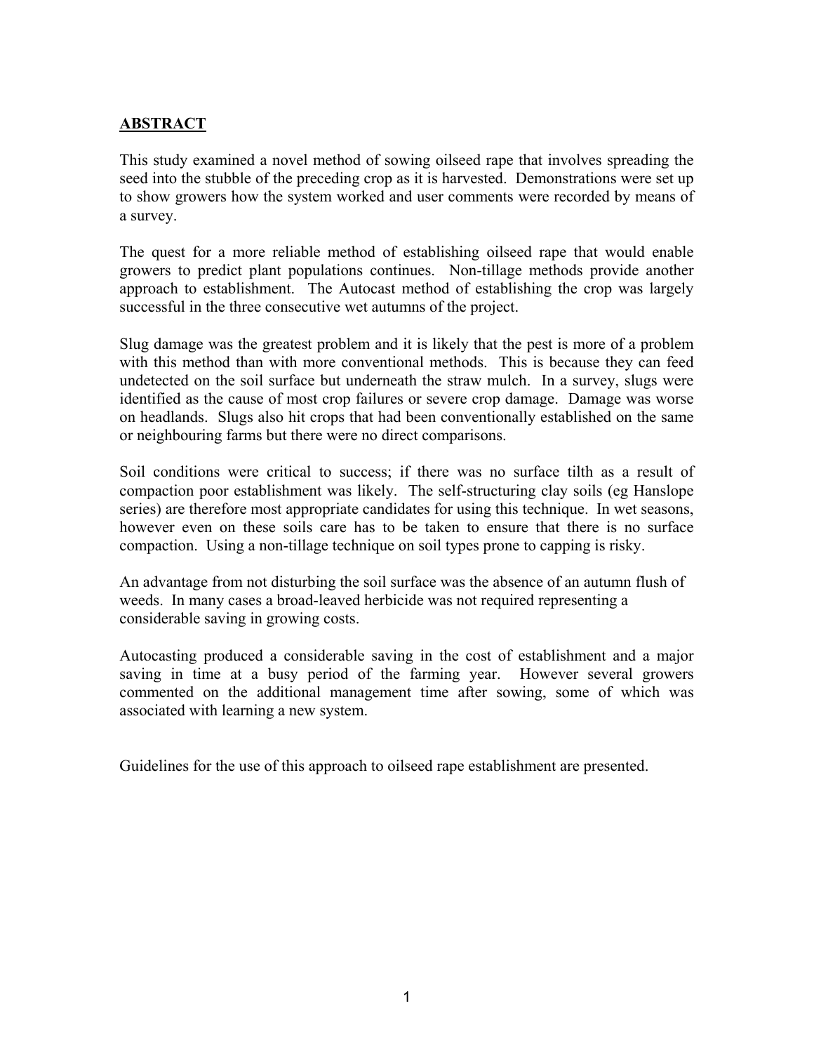## ABSTRACT

This study examined a novel method of sowing oilseed rape that involves spreading the seed into the stubble of the preceding crop as it is harvested. Demonstrations were set up to show growers how the system worked and user comments were recorded by means of a survey.

The quest for a more reliable method of establishing oilseed rape that would enable growers to predict plant populations continues. Non-tillage methods provide another approach to establishment. The Autocast method of establishing the crop was largely successful in the three consecutive wet autumns of the project.

Slug damage was the greatest problem and it is likely that the pest is more of a problem with this method than with more conventional methods. This is because they can feed undetected on the soil surface but underneath the straw mulch. In a survey, slugs were identified as the cause of most crop failures or severe crop damage. Damage was worse on headlands. Slugs also hit crops that had been conventionally established on the same or neighbouring farms but there were no direct comparisons.

Soil conditions were critical to success; if there was no surface tilth as a result of compaction poor establishment was likely. The self-structuring clay soils (eg Hanslope series) are therefore most appropriate candidates for using this technique. In wet seasons, however even on these soils care has to be taken to ensure that there is no surface compaction. Using a non-tillage technique on soil types prone to capping is risky.

An advantage from not disturbing the soil surface was the absence of an autumn flush of weeds. In many cases a broad-leaved herbicide was not required representing a considerable saving in growing costs.

Autocasting produced a considerable saving in the cost of establishment and a major saving in time at a busy period of the farming year. However several growers commented on the additional management time after sowing, some of which was associated with learning a new system.

Guidelines for the use of this approach to oilseed rape establishment are presented.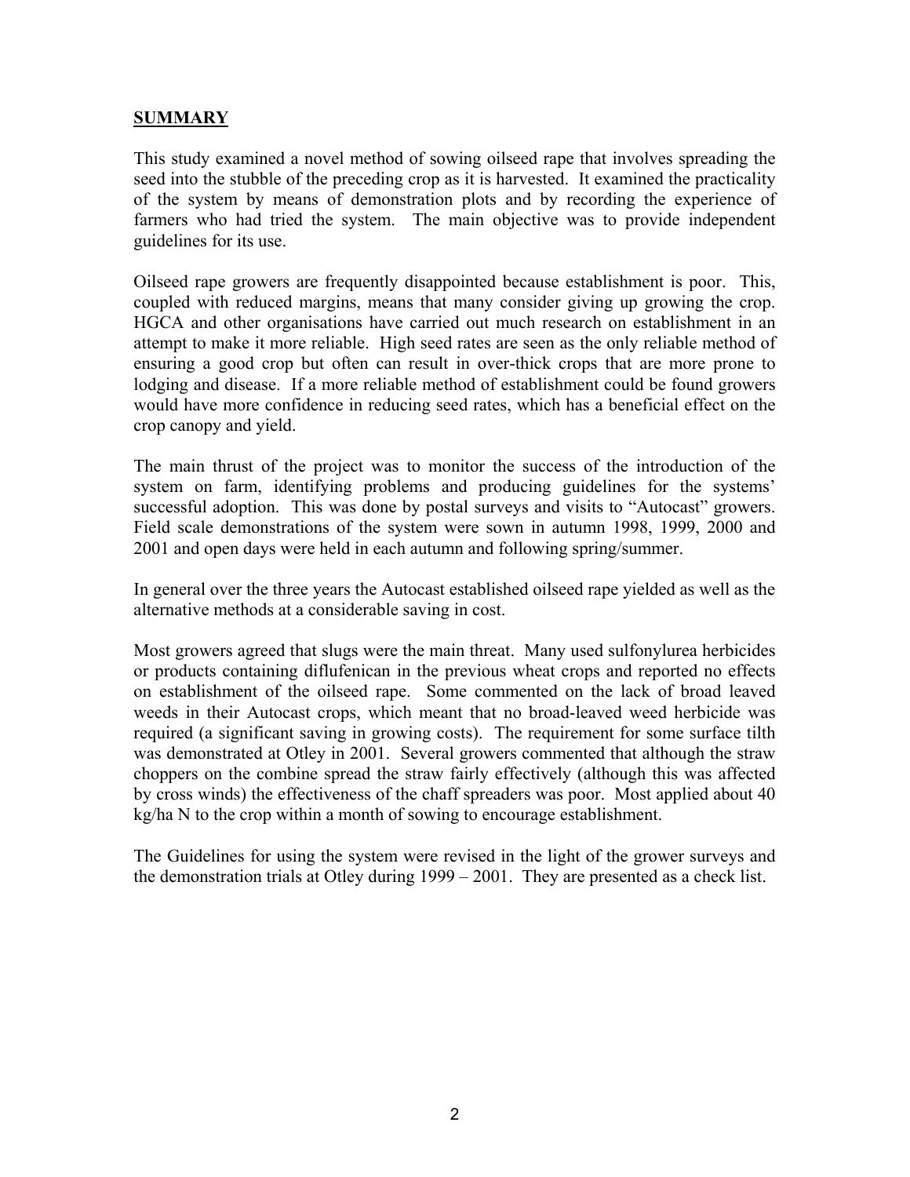## **SUMMARY**

This study examined a novel method of sowing oilseed rape that involves spreading the seed into the stubble of the preceding crop as it is harvested. It examined the practicality of the system by means of demonstration plots and by recording the experience of farmers who had tried the system. The main objective was to provide independent guidelines for its use.

Oilseed rape growers are frequently disappointed because establishment is poor. This, coupled with reduced margins, means that many consider giving up growing the crop. HGCA and other organisations have carried out much research on establishment in an attempt to make it more reliable. High seed rates are seen as the only reliable method of ensuring a good crop but often can result in over-thick crops that are more prone to lodging and disease. If a more reliable method of establishment could be found growers would have more confidence in reducing seed rates, which has a beneficial effect on the crop canopy and yield.

The main thrust of the project was to monitor the success of the introduction of the system on farm, identifying problems and producing guidelines for the systems' successful adoption. This was done by postal surveys and visits to "Autocast" growers. Field scale demonstrations of the system were sown in autumn 1998, 1999, 2000 and 2001 and open days were held in each autumn and following spring/summer.

In general over the three years the Autocast established oilseed rape yielded as well as the alternative methods at a considerable saving in cost.

Most growers agreed that slugs were the main threat. Many used sulfonylurea herbicides or products containing diflufenican in the previous wheat crops and reported no effects on establishment of the oilseed rape. Some commented on the lack of broad leaved weeds in their Autocast crops, which meant that no broad-leaved weed herbicide was required (a significant saving in growing costs). The requirement for some surface tilth was demonstrated at Otley in 2001. Several growers commented that although the straw choppers on the combine spread the straw fairly effectively (although this was affected by cross winds) the effectiveness of the chaff spreaders was poor. Most applied about 40 kg/ha N to the crop within a month of sowing to encourage establishment.

The Guidelines for using the system were revised in the light of the grower surveys and the demonstration trials at Otley during 1999 – 2001. They are presented as a check list.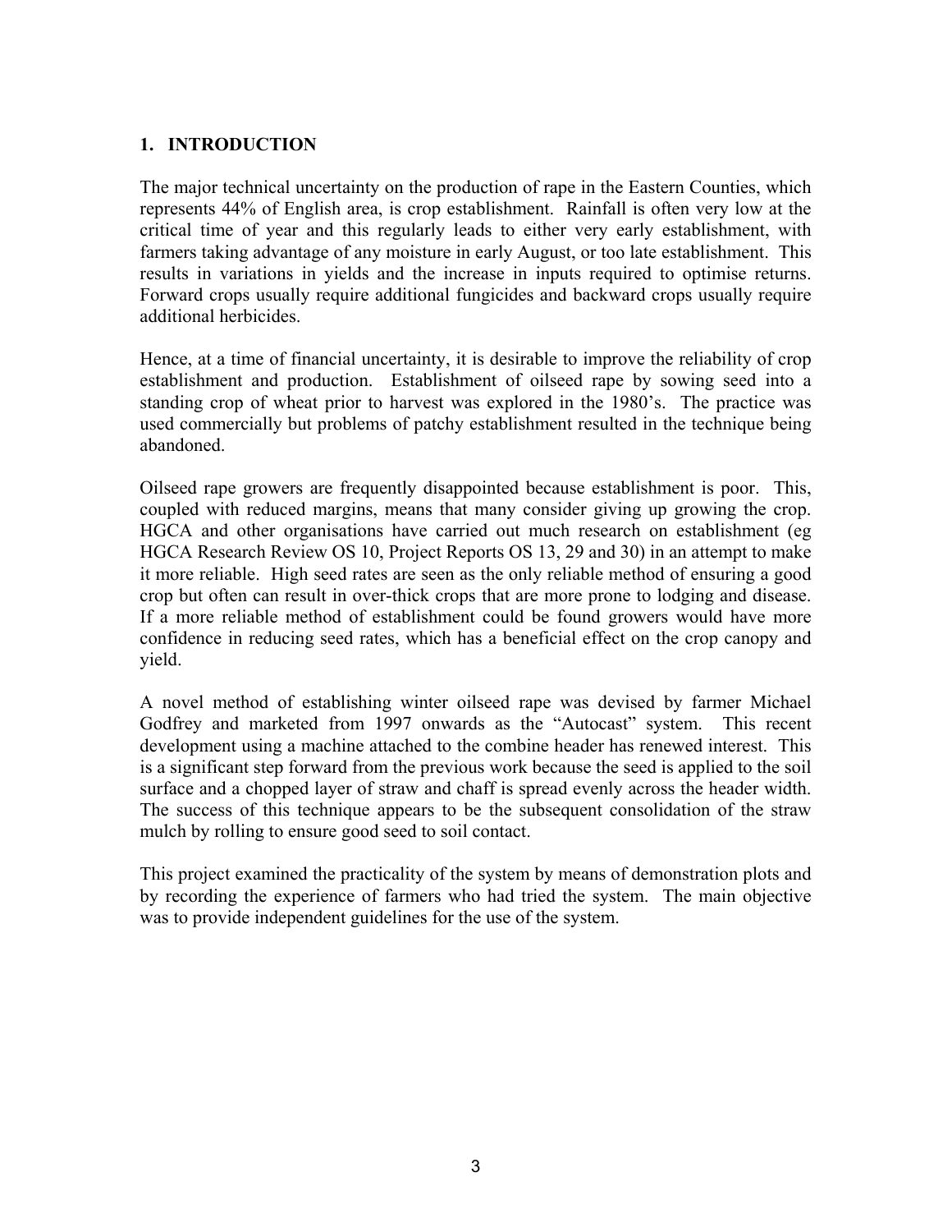## 1. INTRODUCTION

The major technical uncertainty on the production of rape in the Eastern Counties, which represents 44% of English area, is crop establishment. Rainfall is often very low at the critical time of year and this regularly leads to either very early establishment, with farmers taking advantage of any moisture in early August, or too late establishment. This results in variations in yields and the increase in inputs required to optimise returns. Forward crops usually require additional fungicides and backward crops usually require additional herbicides.

Hence, at a time of financial uncertainty, it is desirable to improve the reliability of crop establishment and production. Establishment of oilseed rape by sowing seed into a standing crop of wheat prior to harvest was explored in the 1980's. The practice was used commercially but problems of patchy establishment resulted in the technique being abandoned.

Oilseed rape growers are frequently disappointed because establishment is poor. This, coupled with reduced margins, means that many consider giving up growing the crop. HGCA and other organisations have carried out much research on establishment (eg HGCA Research Review OS 10, Project Reports OS 13, 29 and 30) in an attempt to make it more reliable. High seed rates are seen as the only reliable method of ensuring a good crop but often can result in over-thick crops that are more prone to lodging and disease. If a more reliable method of establishment could be found growers would have more confidence in reducing seed rates, which has a beneficial effect on the crop canopy and yield.

A novel method of establishing winter oilseed rape was devised by farmer Michael Godfrey and marketed from 1997 onwards as the "Autocast" system. This recent development using a machine attached to the combine header has renewed interest. This is a significant step forward from the previous work because the seed is applied to the soil surface and a chopped layer of straw and chaff is spread evenly across the header width. The success of this technique appears to be the subsequent consolidation of the straw mulch by rolling to ensure good seed to soil contact.

This project examined the practicality of the system by means of demonstration plots and by recording the experience of farmers who had tried the system. The main objective was to provide independent guidelines for the use of the system.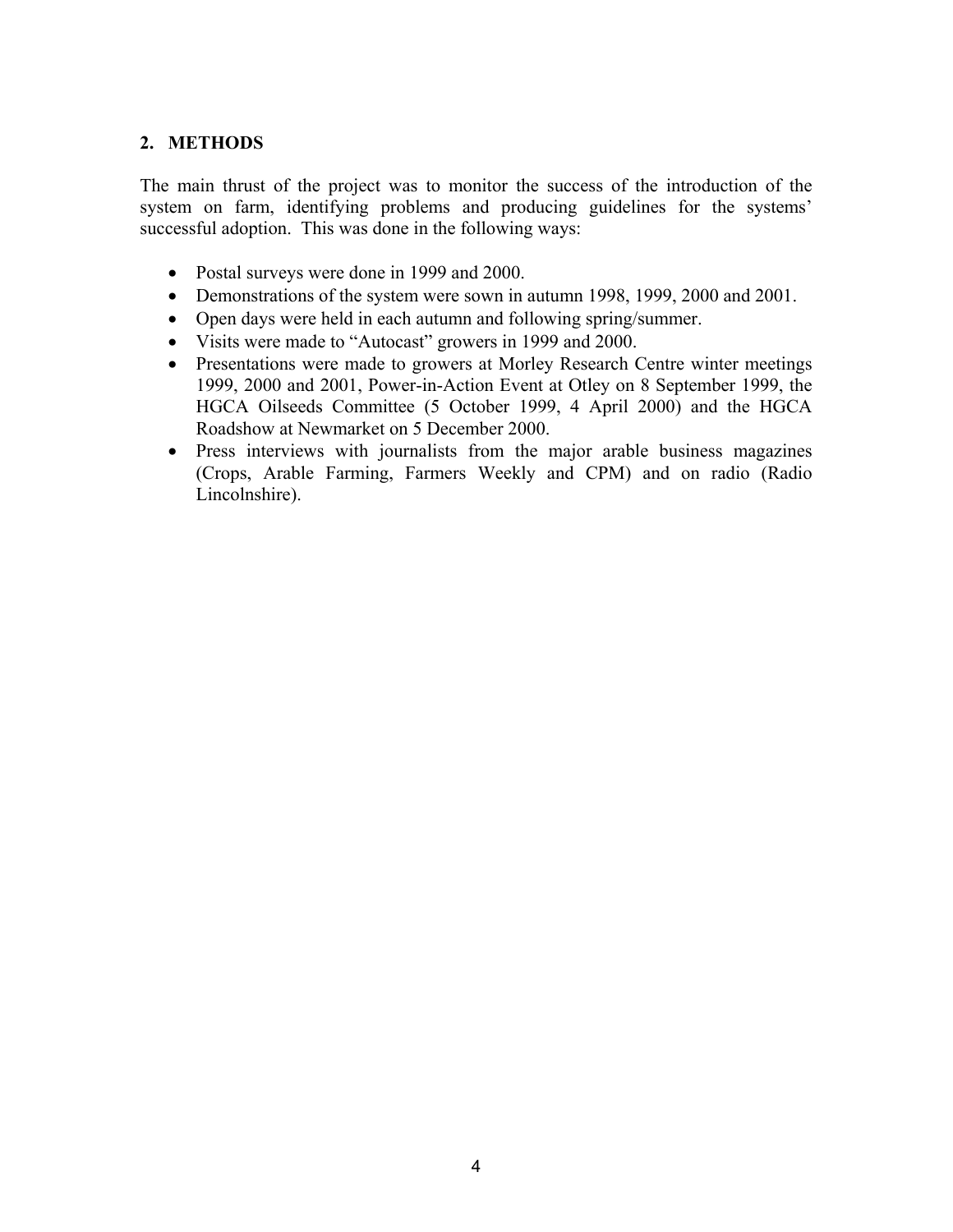## 2. METHODS

The main thrust of the project was to monitor the success of the introduction of the system on farm, identifying problems and producing guidelines for the systems' successful adoption. This was done in the following ways:

- Postal surveys were done in 1999 and 2000.
- Demonstrations of the system were sown in autumn 1998, 1999, 2000 and 2001.
- Open days were held in each autumn and following spring/summer.
- Visits were made to "Autocast" growers in 1999 and 2000.
- Presentations were made to growers at Morley Research Centre winter meetings 1999, 2000 and 2001, Power-in-Action Event at Otley on 8 September 1999, the HGCA Oilseeds Committee (5 October 1999, 4 April 2000) and the HGCA Roadshow at Newmarket on 5 December 2000.
- Press interviews with journalists from the major arable business magazines (Crops, Arable Farming, Farmers Weekly and CPM) and on radio (Radio Lincolnshire).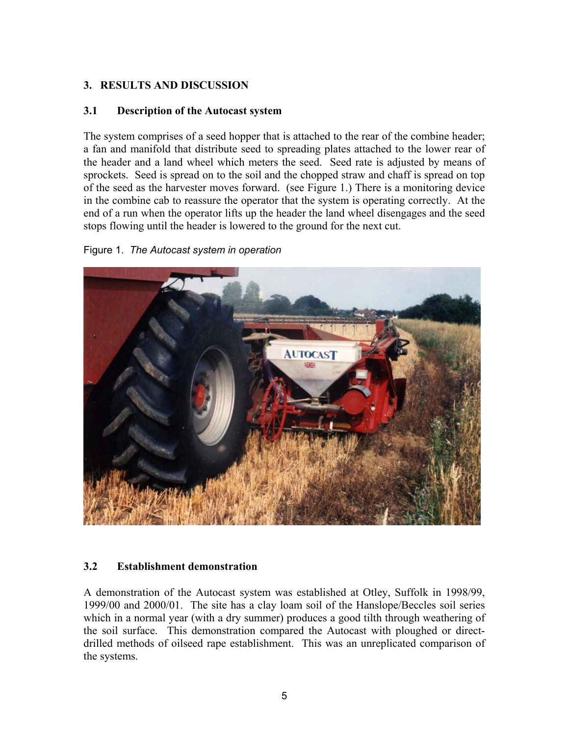## 3. RESULTS AND DISCUSSION

### 3.1 Description of the Autocast system

The system comprises of a seed hopper that is attached to the rear of the combine header; a fan and manifold that distribute seed to spreading plates attached to the lower rear of the header and a land wheel which meters the seed. Seed rate is adjusted by means of sprockets. Seed is spread on to the soil and the chopped straw and chaff is spread on top of the seed as the harvester moves forward. (see Figure 1.) There is a monitoring device in the combine cab to reassure the operator that the system is operating correctly. At the end of a run when the operator lifts up the header the land wheel disengages and the seed stops flowing until the header is lowered to the ground for the next cut.

Figure 1. *The Autocast system in operation*

### 3.2 Establishment demonstration

A demonstration of the Autocast system was established at Otley, Suffolk in 1998/99, 1999/00 and 2000/01. The site has a clay loam soil of the Hanslope/Beccles soil series which in a normal year (with a dry summer) produces a good tilth through weathering of the soil surface. This demonstration compared the Autocast with ploughed or direct-drilled methods of oilseed rape establishment. This was an unreplicated comparison of the systems.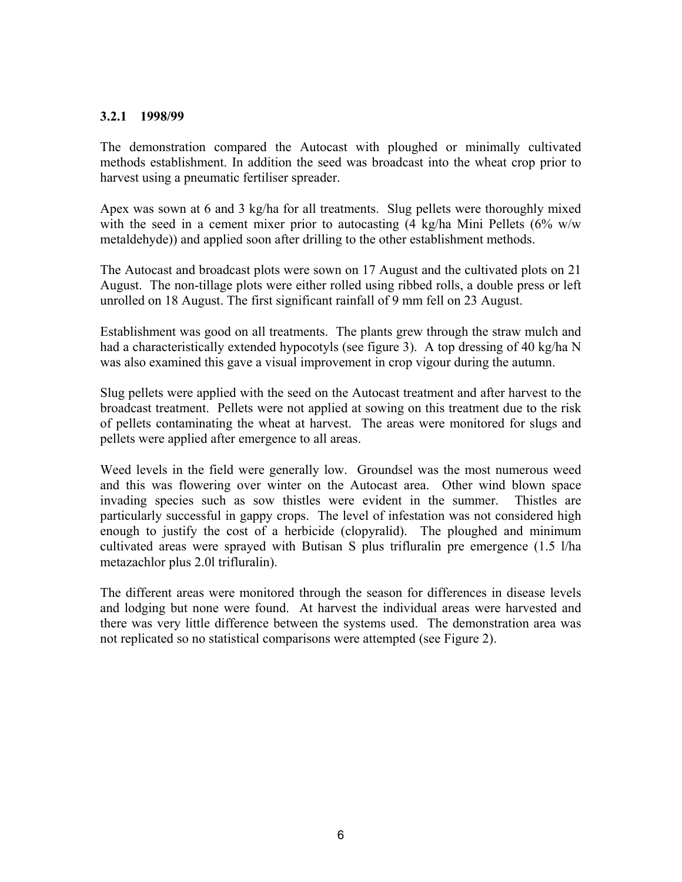### 3.2.1 1998/99

The demonstration compared the Autocast with ploughed or minimally cultivated methods establishment. In addition the seed was broadcast into the wheat crop prior to harvest using a pneumatic fertiliser spreader.

Apex was sown at 6 and 3 kg/ha for all treatments. Slug pellets were thoroughly mixed with the seed in a cement mixer prior to autocasting (4 kg/ha Mini Pellets (6% w/w metaldehyde)) and applied soon after drilling to the other establishment methods.

The Autocast and broadcast plots were sown on 17 August and the cultivated plots on 21 August. The non-tillage plots were either rolled using ribbed rolls, a double press or left unrolled on 18 August. The first significant rainfall of 9 mm fell on 23 August.

Establishment was good on all treatments. The plants grew through the straw mulch and had a characteristically extended hypocotyls (see figure 3). A top dressing of 40 kg/ha N was also examined this gave a visual improvement in crop vigour during the autumn.

Slug pellets were applied with the seed on the Autocast treatment and after harvest to the broadcast treatment. Pellets were not applied at sowing on this treatment due to the risk of pellets contaminating the wheat at harvest. The areas were monitored for slugs and pellets were applied after emergence to all areas.

Weed levels in the field were generally low. Groundsel was the most numerous weed and this was flowering over winter on the Autocast area. Other wind blown space invading species such as sow thistles were evident in the summer. Thistles are particularly successful in gappy crops. The level of infestation was not considered high enough to justify the cost of a herbicide (clopyralid). The ploughed and minimum cultivated areas were sprayed with Butisan S plus trifluralin pre emergence (1.5 l/ha metazachlor plus 2.0l trifluralin).

The different areas were monitored through the season for differences in disease levels and lodging but none were found. At harvest the individual areas were harvested and there was very little difference between the systems used. The demonstration area was not replicated so no statistical comparisons were attempted (see Figure 2).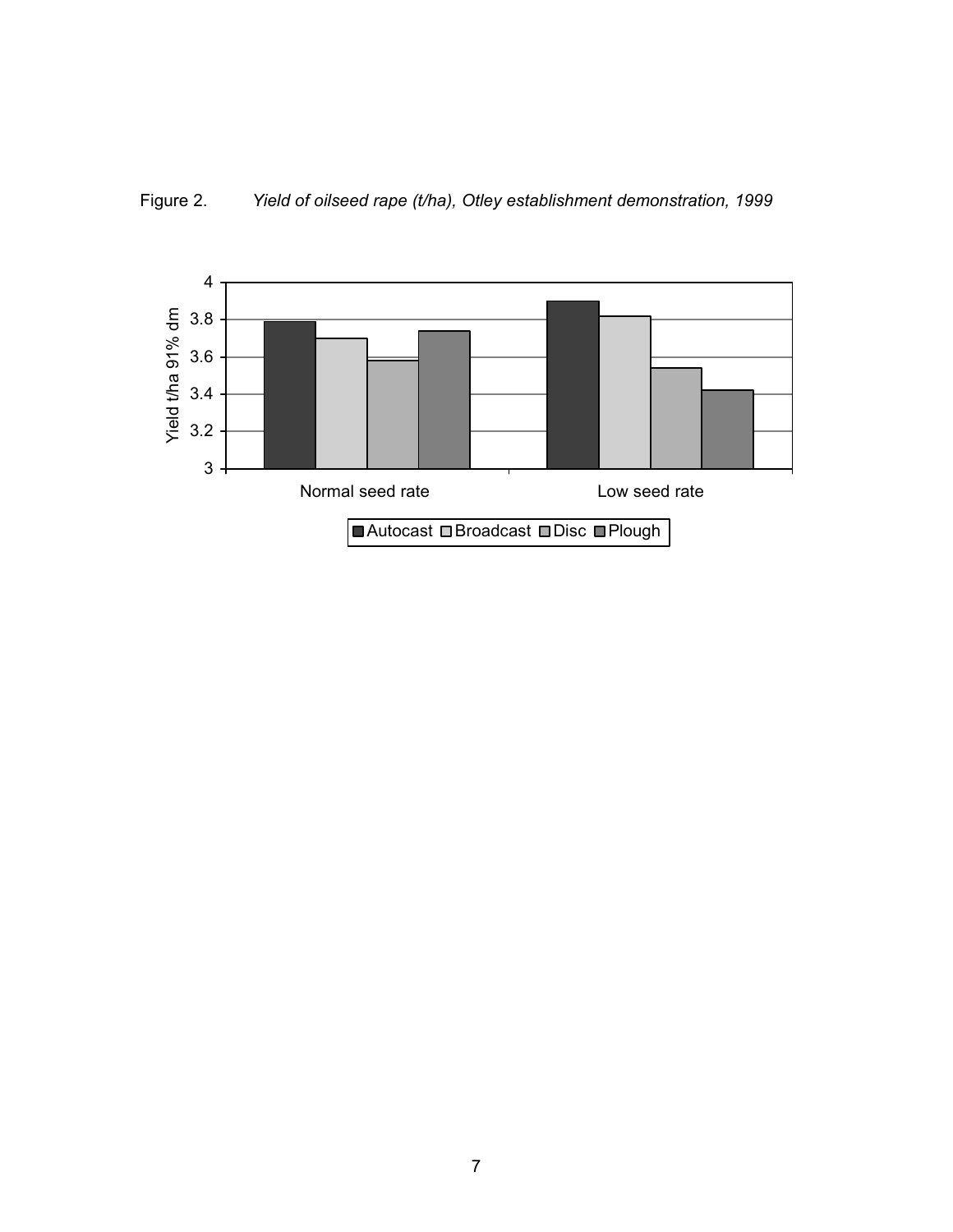Figure 2. *Yield of oilseed rape (t/ha), Otley establishment demonstration, 1999*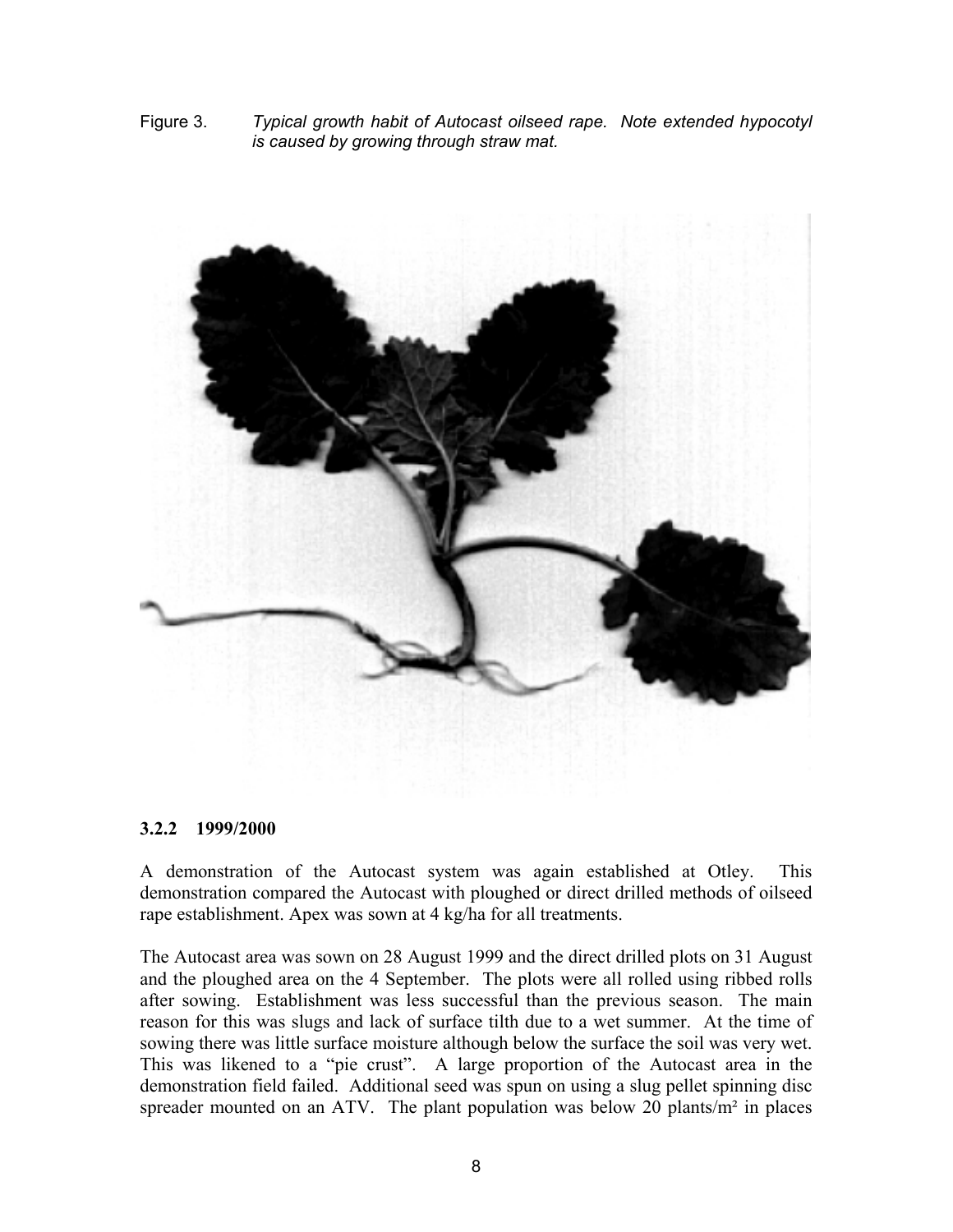Figure 3. *Typical growth habit of Autocast oilseed rape. Note extended hypocotyl is caused by growing through straw mat.*

### 3.2.2 1999/2000

A demonstration of the Autocast system was again established at Otley. This demonstration compared the Autocast with ploughed or direct drilled methods of oilseed rape establishment. Apex was sown at 4 kg/ha for all treatments.

The Autocast area was sown on 28 August 1999 and the direct drilled plots on 31 August and the ploughed area on the 4 September. The plots were all rolled using ribbed rolls after sowing. Establishment was less successful than the previous season. The main reason for this was slugs and lack of surface tilth due to a wet summer. At the time of sowing there was little surface moisture although below the surface the soil was very wet. This was likened to a "pie crust". A large proportion of the Autocast area in the demonstration field failed. Additional seed was spun on using a slug pellet spinning disc spreader mounted on an ATV. The plant population was below 20 plants/m² in places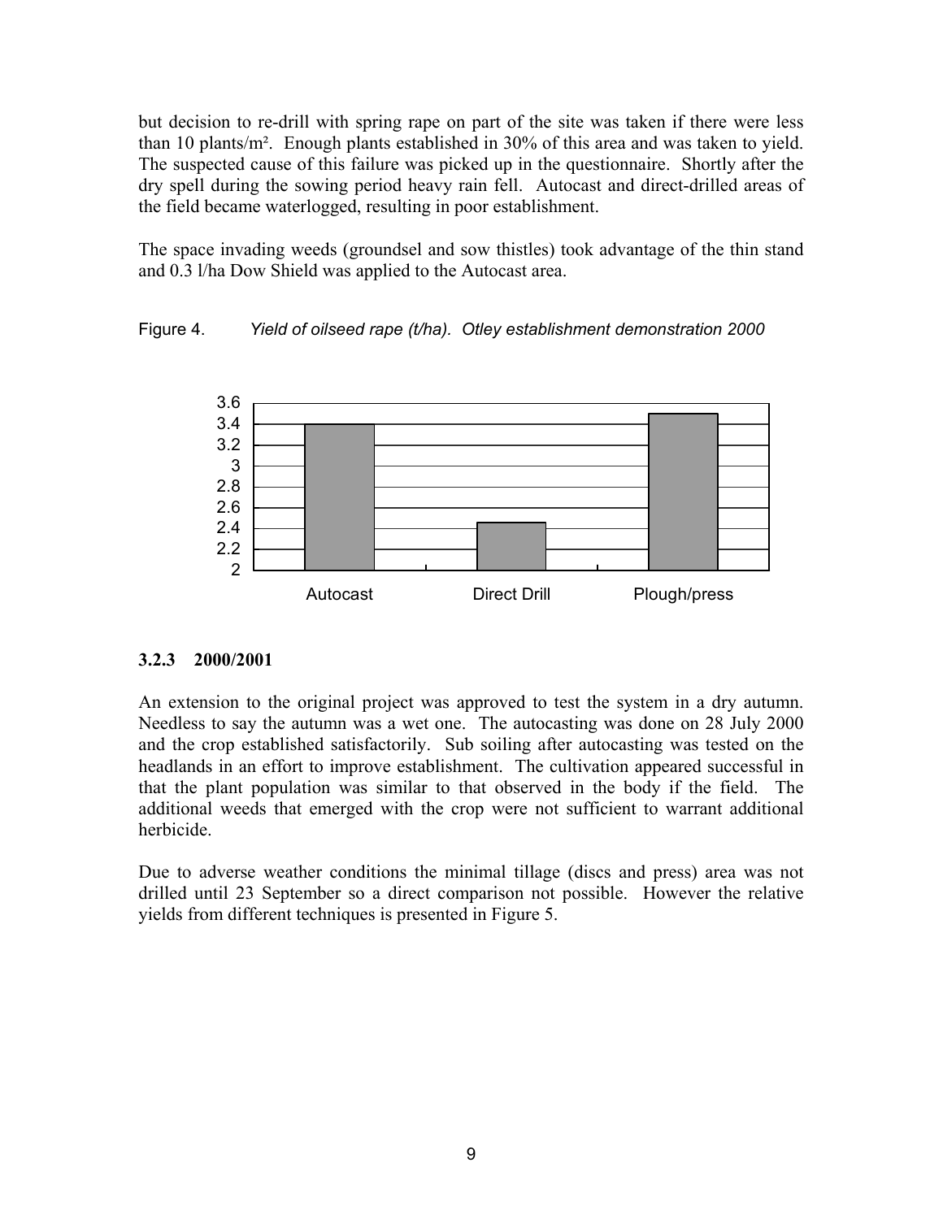but decision to re-drill with spring rape on part of the site was taken if there were less than 10 plants/m². Enough plants established in 30% of this area and was taken to yield. The suspected cause of this failure was picked up in the questionnaire. Shortly after the dry spell during the sowing period heavy rain fell. Autocast and direct-drilled areas of the field became waterlogged, resulting in poor establishment.

The space invading weeds (groundsel and sow thistles) took advantage of the thin stand and 0.3 l/ha Dow Shield was applied to the Autocast area.

Figure 4. *Yield of oilseed rape (t/ha). Otley establishment demonstration 2000*

### 3.2.3 2000/2001

An extension to the original project was approved to test the system in a dry autumn. Needless to say the autumn was a wet one. The autocasting was done on 28 July 2000 and the crop established satisfactorily. Sub soiling after autocasting was tested on the headlands in an effort to improve establishment. The cultivation appeared successful in that the plant population was similar to that observed in the body if the field. The additional weeds that emerged with the crop were not sufficient to warrant additional herbicide.

Due to adverse weather conditions the minimal tillage (discs and press) area was not drilled until 23 September so a direct comparison not possible. However the relative yields from different techniques is presented in Figure 5.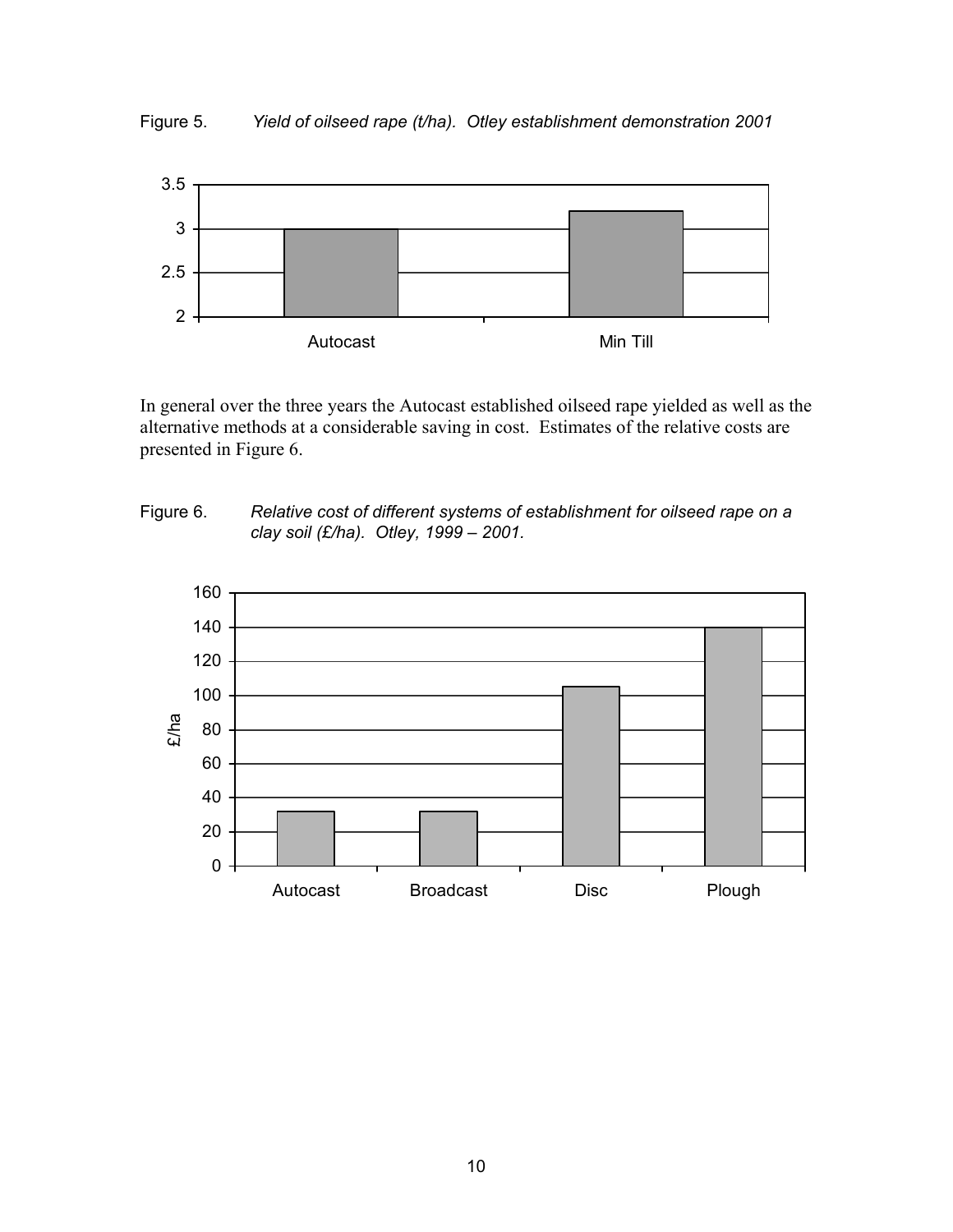Figure 5. *Yield of oilseed rape (t/ha). Otley establishment demonstration 2001*

In general over the three years the Autocast established oilseed rape yielded as well as the alternative methods at a considerable saving in cost. Estimates of the relative costs are presented in Figure 6.

Figure 6. *Relative cost of different systems of establishment for oilseed rape on a clay soil (£/ha). Otley, 1999 – 2001.*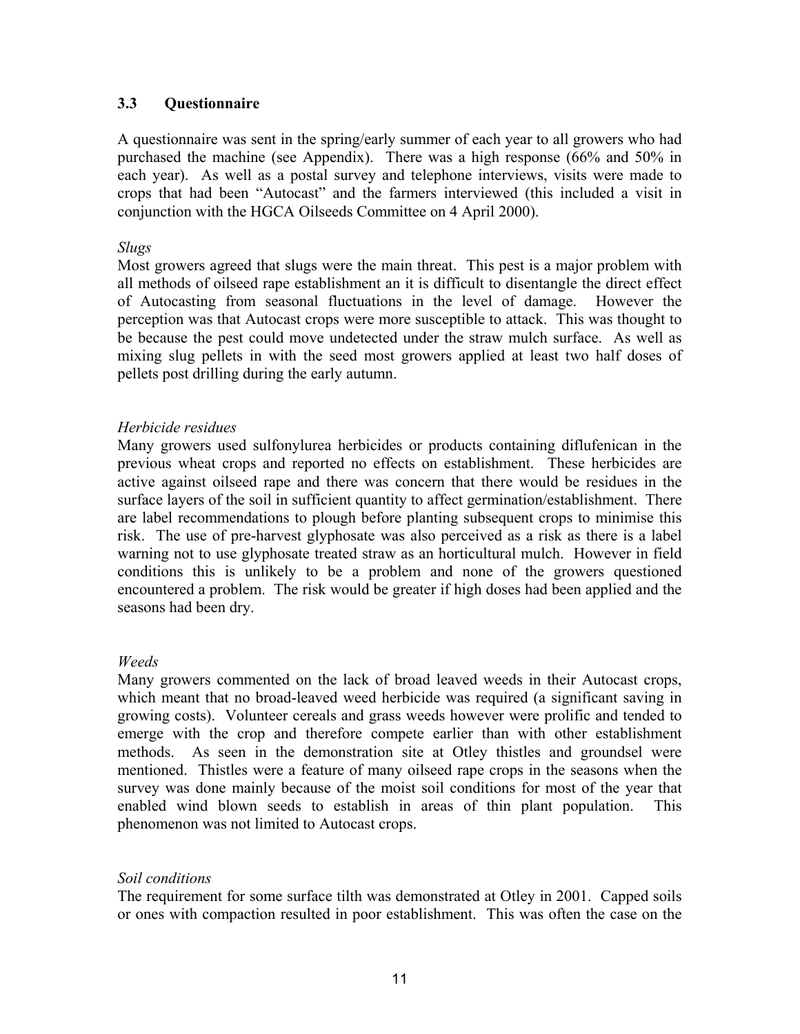### 3.3 Questionnaire

A questionnaire was sent in the spring/early summer of each year to all growers who had purchased the machine (see Appendix). There was a high response (66% and 50% in each year). As well as a postal survey and telephone interviews, visits were made to crops that had been "Autocast" and the farmers interviewed (this included a visit in conjunction with the HGCA Oilseeds Committee on 4 April 2000).

*Slugs*
Most growers agreed that slugs were the main threat. This pest is a major problem with all methods of oilseed rape establishment an it is difficult to disentangle the direct effect of Autocasting from seasonal fluctuations in the level of damage. However the perception was that Autocast crops were more susceptible to attack. This was thought to be because the pest could move undetected under the straw mulch surface. As well as mixing slug pellets in with the seed most growers applied at least two half doses of pellets post drilling during the early autumn.

*Herbicide residues*
Many growers used sulfonylurea herbicides or products containing diflufenican in the previous wheat crops and reported no effects on establishment. These herbicides are active against oilseed rape and there was concern that there would be residues in the surface layers of the soil in sufficient quantity to affect germination/establishment. There are label recommendations to plough before planting subsequent crops to minimise this risk. The use of pre-harvest glyphosate was also perceived as a risk as there is a label warning not to use glyphosate treated straw as an horticultural mulch. However in field conditions this is unlikely to be a problem and none of the growers questioned encountered a problem. The risk would be greater if high doses had been applied and the seasons had been dry.

*Weeds*
Many growers commented on the lack of broad leaved weeds in their Autocast crops, which meant that no broad-leaved weed herbicide was required (a significant saving in growing costs). Volunteer cereals and grass weeds however were prolific and tended to emerge with the crop and therefore compete earlier than with other establishment methods. As seen in the demonstration site at Otley thistles and groundsel were mentioned. Thistles were a feature of many oilseed rape crops in the seasons when the survey was done mainly because of the moist soil conditions for most of the year that enabled wind blown seeds to establish in areas of thin plant population. This phenomenon was not limited to Autocast crops.

*Soil conditions*
The requirement for some surface tilth was demonstrated at Otley in 2001. Capped soils or ones with compaction resulted in poor establishment. This was often the case on the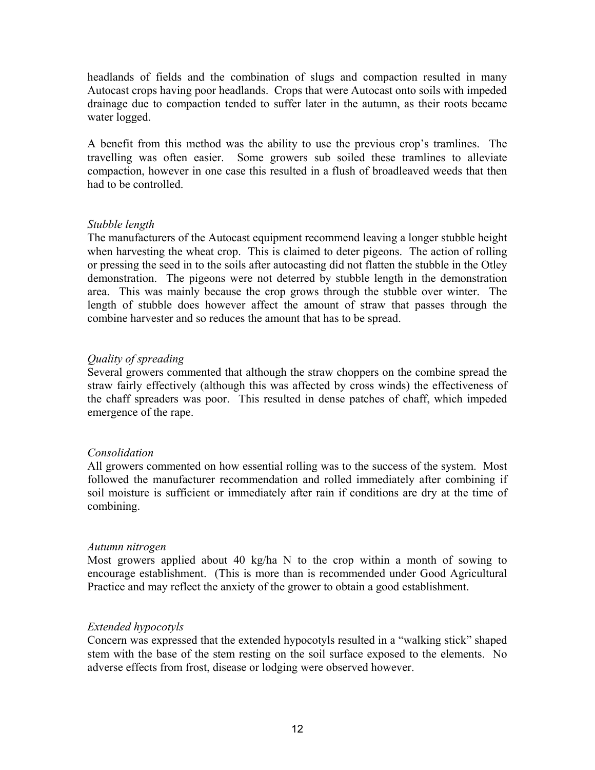headlands of fields and the combination of slugs and compaction resulted in many Autocast crops having poor headlands. Crops that were Autocast onto soils with impeded drainage due to compaction tended to suffer later in the autumn, as their roots became water logged.

A benefit from this method was the ability to use the previous crop's tramlines. The travelling was often easier. Some growers sub soiled these tramlines to alleviate compaction, however in one case this resulted in a flush of broadleaved weeds that then had to be controlled.

*Stubble length*

The manufacturers of the Autocast equipment recommend leaving a longer stubble height when harvesting the wheat crop. This is claimed to deter pigeons. The action of rolling or pressing the seed in to the soils after autocasting did not flatten the stubble in the Otley demonstration. The pigeons were not deterred by stubble length in the demonstration area. This was mainly because the crop grows through the stubble over winter. The length of stubble does however affect the amount of straw that passes through the combine harvester and so reduces the amount that has to be spread.

*Quality of spreading*

Several growers commented that although the straw choppers on the combine spread the straw fairly effectively (although this was affected by cross winds) the effectiveness of the chaff spreaders was poor. This resulted in dense patches of chaff, which impeded emergence of the rape.

*Consolidation*

All growers commented on how essential rolling was to the success of the system. Most followed the manufacturer recommendation and rolled immediately after combining if soil moisture is sufficient or immediately after rain if conditions are dry at the time of combining.

*Autumn nitrogen*

Most growers applied about 40 kg/ha N to the crop within a month of sowing to encourage establishment. (This is more than is recommended under Good Agricultural Practice and may reflect the anxiety of the grower to obtain a good establishment.

*Extended hypocotyls*

Concern was expressed that the extended hypocotyls resulted in a "walking stick" shaped stem with the base of the stem resting on the soil surface exposed to the elements. No adverse effects from frost, disease or lodging were observed however.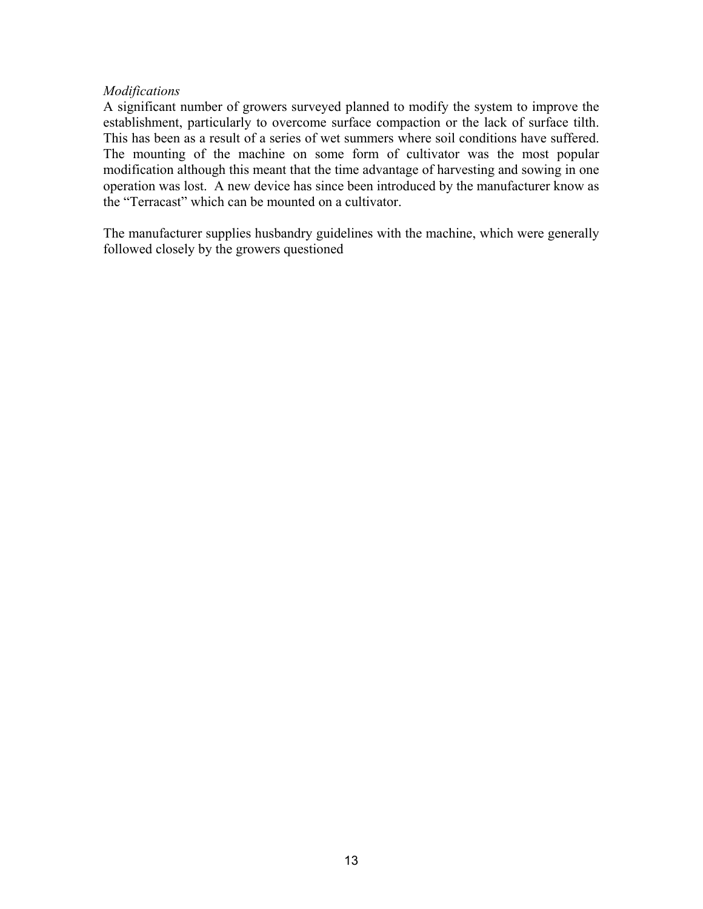*Modifications*

A significant number of growers surveyed planned to modify the system to improve the establishment, particularly to overcome surface compaction or the lack of surface tilth. This has been as a result of a series of wet summers where soil conditions have suffered. The mounting of the machine on some form of cultivator was the most popular modification although this meant that the time advantage of harvesting and sowing in one operation was lost. A new device has since been introduced by the manufacturer know as the "Terracast" which can be mounted on a cultivator.

The manufacturer supplies husbandry guidelines with the machine, which were generally followed closely by the growers questioned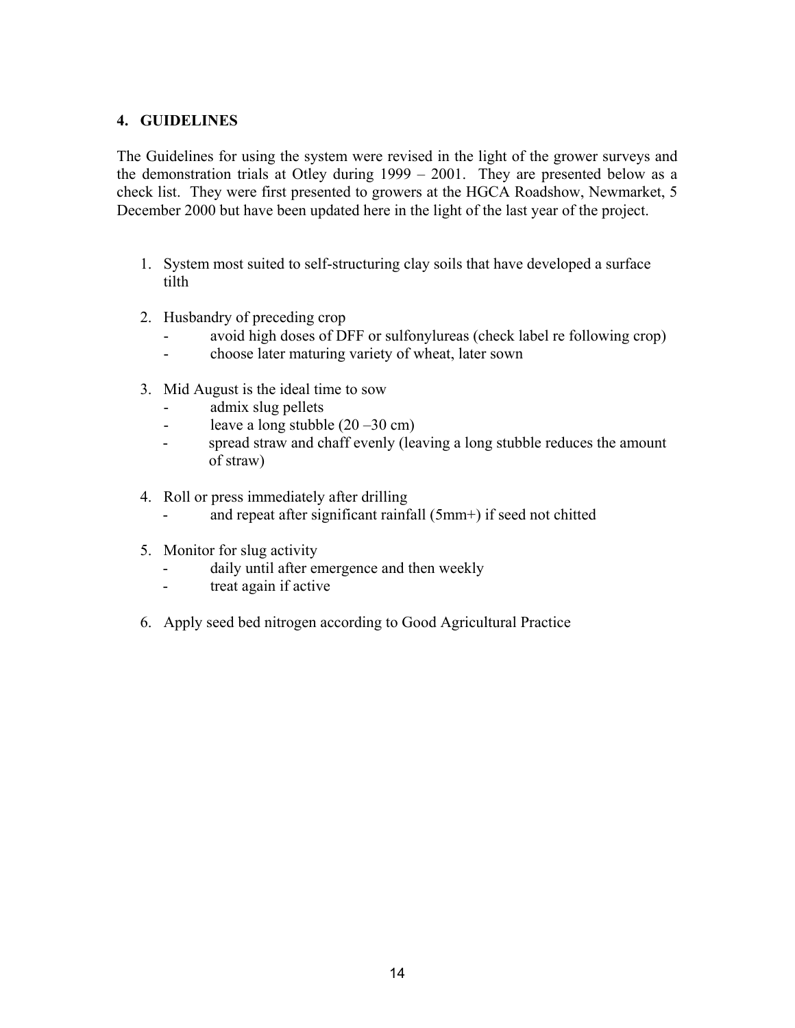## 4. GUIDELINES

The Guidelines for using the system were revised in the light of the grower surveys and the demonstration trials at Otley during 1999 – 2001. They are presented below as a check list. They were first presented to growers at the HGCA Roadshow, Newmarket, 5 December 2000 but have been updated here in the light of the last year of the project.

1. System most suited to self-structuring clay soils that have developed a surface tilth

2. Husbandry of preceding crop
   - avoid high doses of DFF or sulfonylureas (check label re following crop)
   - choose later maturing variety of wheat, later sown

3. Mid August is the ideal time to sow
   - admix slug pellets
   - leave a long stubble (20 –30 cm)
   - spread straw and chaff evenly (leaving a long stubble reduces the amount of straw)

4. Roll or press immediately after drilling
   - and repeat after significant rainfall (5mm+) if seed not chitted

5. Monitor for slug activity
   - daily until after emergence and then weekly
   - treat again if active

6. Apply seed bed nitrogen according to Good Agricultural Practice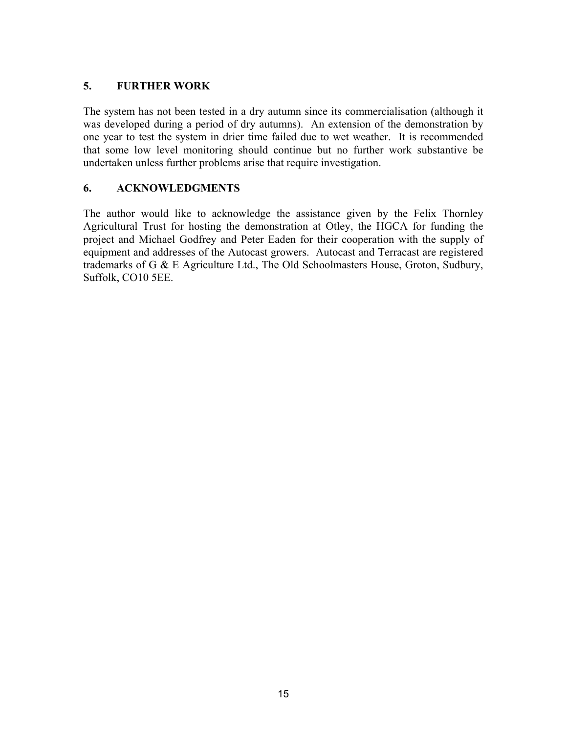## 5. FURTHER WORK

The system has not been tested in a dry autumn since its commercialisation (although it was developed during a period of dry autumns). An extension of the demonstration by one year to test the system in drier time failed due to wet weather. It is recommended that some low level monitoring should continue but no further work substantive be undertaken unless further problems arise that require investigation.

## 6. ACKNOWLEDGMENTS

The author would like to acknowledge the assistance given by the Felix Thornley Agricultural Trust for hosting the demonstration at Otley, the HGCA for funding the project and Michael Godfrey and Peter Eaden for their cooperation with the supply of equipment and addresses of the Autocast growers. Autocast and Terracast are registered trademarks of G & E Agriculture Ltd., The Old Schoolmasters House, Groton, Sudbury, Suffolk, CO10 5EE.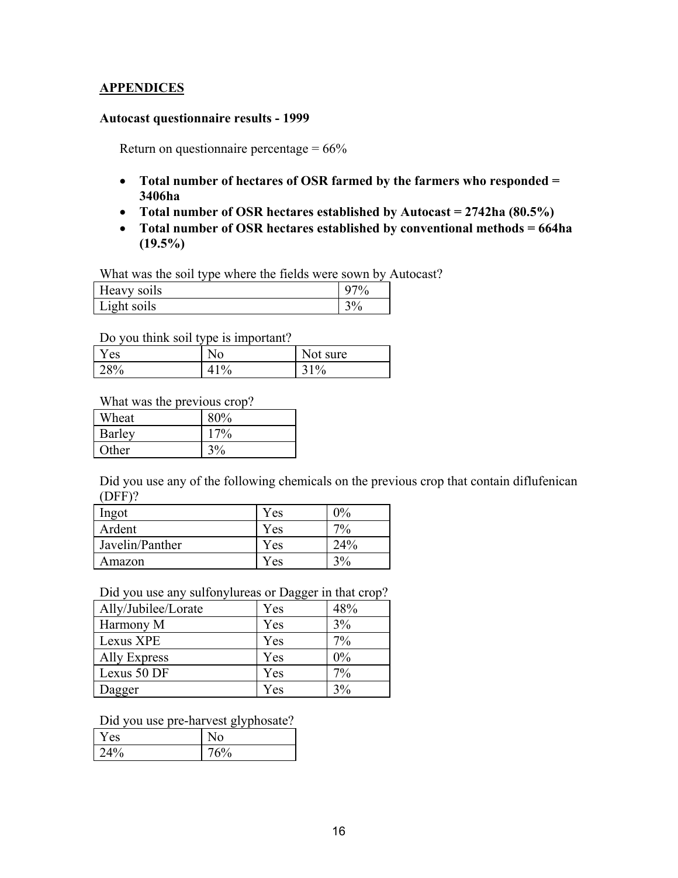## APPENDICES

### Autocast questionnaire results - 1999

Return on questionnaire percentage = 66%

- **Total number of hectares of OSR farmed by the farmers who responded = 3406ha**
- **Total number of OSR hectares established by Autocast = 2742ha (80.5%)**
- **Total number of OSR hectares established by conventional methods = 664ha (19.5%)**

What was the soil type where the fields were sown by Autocast?

| Heavy soils | 97% |
|---|---|
| Light soils | 3% |

Do you think soil type is important?

| Yes | No | Not sure |
|---|---|---|
| 28% | 41% | 31% |

What was the previous crop?

| Wheat | 80% |
|---|---|
| Barley | 17% |
| Other | 3% |

Did you use any of the following chemicals on the previous crop that contain diflufenican (DFF)?

| Ingot | Yes | 0% |
|---|---|---|
| Ardent | Yes | 7% |
| Javelin/Panther | Yes | 24% |
| Amazon | Yes | 3% |

Did you use any sulfonylureas or Dagger in that crop?

| Ally/Jubilee/Lorate | Yes | 48% |
|---|---|---|
| Harmony M | Yes | 3% |
| Lexus XPE | Yes | 7% |
| Ally Express | Yes | 0% |
| Lexus 50 DF | Yes | 7% |
| Dagger | Yes | 3% |

Did you use pre-harvest glyphosate?

| Yes | No |
|---|---|
| 24% | 76% |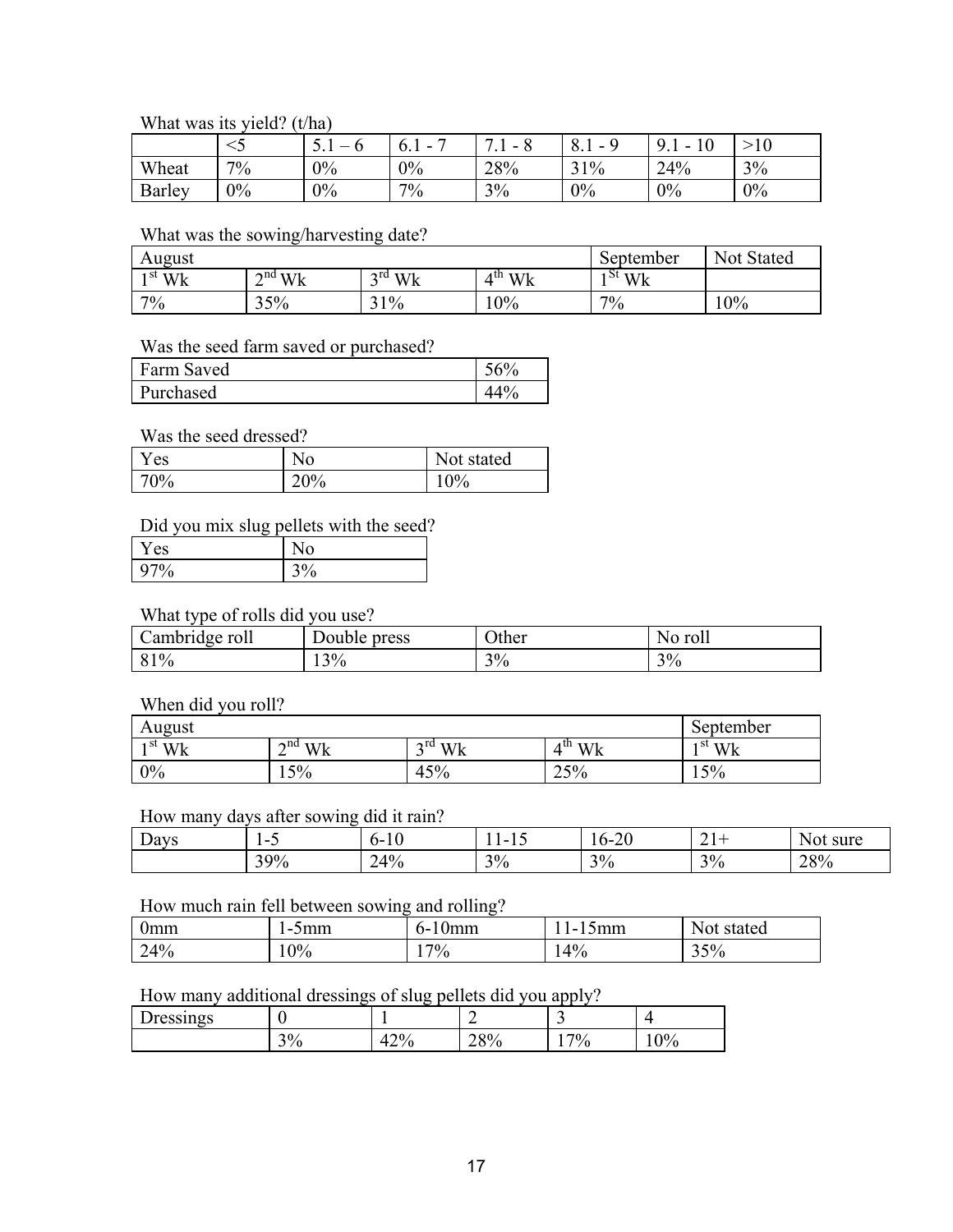What was its yield? (t/ha)

| | <5 | 5.1 – 6 | 6.1 - 7 | 7.1 - 8 | 8.1 - 9 | 9.1 - 10 | >10 |
|---|---|---|---|---|---|---|---|
| Wheat | 7% | 0% | 0% | 28% | 31% | 24% | 3% |
| Barley | 0% | 0% | 7% | 3% | 0% | 0% | 0% |

What was the sowing/harvesting date?

| August | | | | September | Not Stated |
|---|---|---|---|---|---|
| 1st Wk | 2nd Wk | 3rd Wk | 4th Wk | 1St Wk | |
| 7% | 35% | 31% | 10% | 7% | 10% |

Was the seed farm saved or purchased?

| | |
|---|---|
| Farm Saved | 56% |
| Purchased | 44% |

Was the seed dressed?

| Yes | No | Not stated |
|---|---|---|
| 70% | 20% | 10% |

Did you mix slug pellets with the seed?

| Yes | No |
|---|---|
| 97% | 3% |

What type of rolls did you use?

| Cambridge roll | Double press | Other | No roll |
|---|---|---|---|
| 81% | 13% | 3% | 3% |

When did you roll?

| August | | | | September |
|---|---|---|---|---|
| 1st Wk | 2nd Wk | 3rd Wk | 4th Wk | 1st Wk |
| 0% | 15% | 45% | 25% | 15% |

How many days after sowing did it rain?

| Days | 1-5 | 6-10 | 11-15 | 16-20 | 21+ | Not sure |
|---|---|---|---|---|---|---|
| | 39% | 24% | 3% | 3% | 3% | 28% |

How much rain fell between sowing and rolling?

| 0mm | 1-5mm | 6-10mm | 11-15mm | Not stated |
|---|---|---|---|---|
| 24% | 10% | 17% | 14% | 35% |

How many additional dressings of slug pellets did you apply?

| Dressings | 0 | 1 | 2 | 3 | 4 |
|---|---|---|---|---|---|
| | 3% | 42% | 28% | 17% | 10% |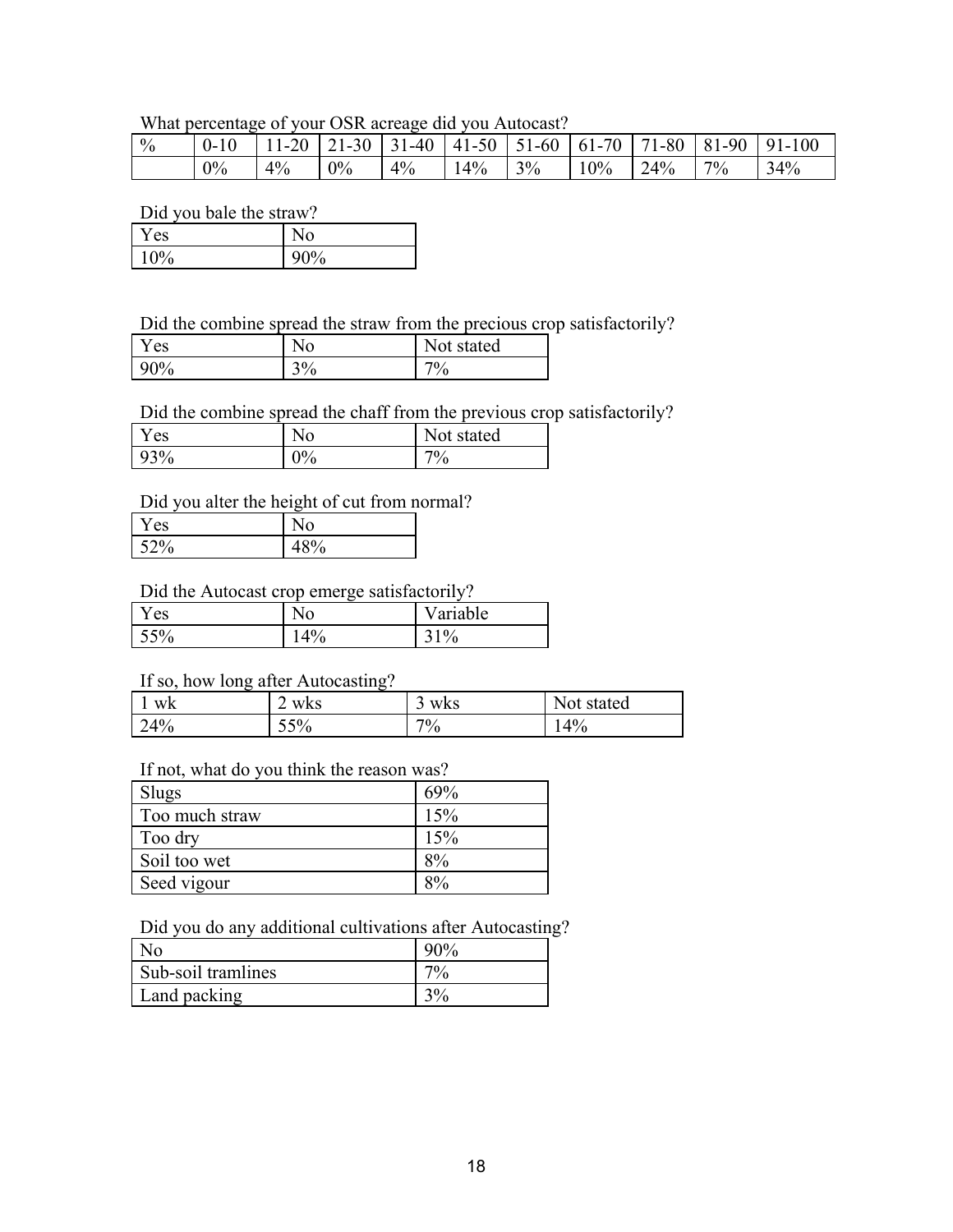What percentage of your OSR acreage did you Autocast?

| % | 0-10 | 11-20 | 21-30 | 31-40 | 41-50 | 51-60 | 61-70 | 71-80 | 81-90 | 91-100 |
|---|---|---|---|---|---|---|---|---|---|---|
| | 0% | 4% | 0% | 4% | 14% | 3% | 10% | 24% | 7% | 34% |

Did you bale the straw?

| Yes | No |
|---|---|
| 10% | 90% |

Did the combine spread the straw from the precious crop satisfactorily?

| Yes | No | Not stated |
|---|---|---|
| 90% | 3% | 7% |

Did the combine spread the chaff from the previous crop satisfactorily?

| Yes | No | Not stated |
|---|---|---|
| 93% | 0% | 7% |

Did you alter the height of cut from normal?

| Yes | No |
|---|---|
| 52% | 48% |

Did the Autocast crop emerge satisfactorily?

| Yes | No | Variable |
|---|---|---|
| 55% | 14% | 31% |

If so, how long after Autocasting?

| 1 wk | 2 wks | 3 wks | Not stated |
|---|---|---|---|
| 24% | 55% | 7% | 14% |

If not, what do you think the reason was?

| | |
|---|---|
| Slugs | 69% |
| Too much straw | 15% |
| Too dry | 15% |
| Soil too wet | 8% |
| Seed vigour | 8% |

Did you do any additional cultivations after Autocasting?

| | |
|---|---|
| No | 90% |
| Sub-soil tramlines | 7% |
| Land packing | 3% |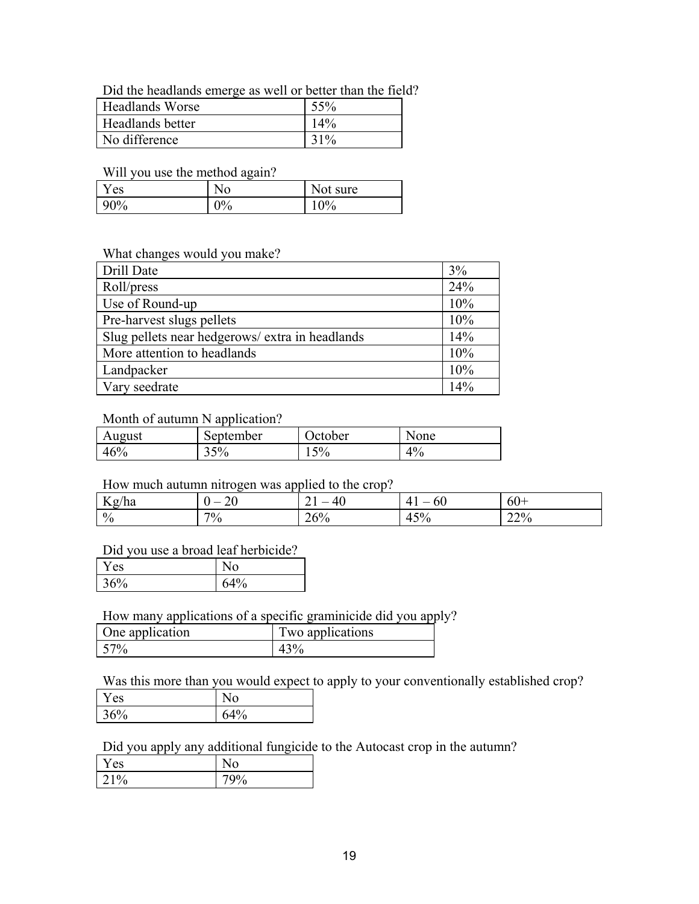Did the headlands emerge as well or better than the field?

| | |
|---|---|
| Headlands Worse | 55% |
| Headlands better | 14% |
| No difference | 31% |

Will you use the method again?

| Yes | No | Not sure |
|---|---|---|
| 90% | 0% | 10% |

What changes would you make?

| | |
|---|---|
| Drill Date | 3% |
| Roll/press | 24% |
| Use of Round-up | 10% |
| Pre-harvest slugs pellets | 10% |
| Slug pellets near hedgerows/ extra in headlands | 14% |
| More attention to headlands | 10% |
| Landpacker | 10% |
| Vary seedrate | 14% |

Month of autumn N application?

| August | September | October | None |
|---|---|---|---|
| 46% | 35% | 15% | 4% |

How much autumn nitrogen was applied to the crop?

| Kg/ha | 0 – 20 | 21 – 40 | 41 – 60 | 60+ |
|---|---|---|---|---|
| % | 7% | 26% | 45% | 22% |

Did you use a broad leaf herbicide?

| Yes | No |
|---|---|
| 36% | 64% |

How many applications of a specific graminicide did you apply?

| One application | Two applications |
|---|---|
| 57% | 43% |

Was this more than you would expect to apply to your conventionally established crop?

| Yes | No |
|---|---|
| 36% | 64% |

Did you apply any additional fungicide to the Autocast crop in the autumn?

| Yes | No |
|---|---|
| 21% | 79% |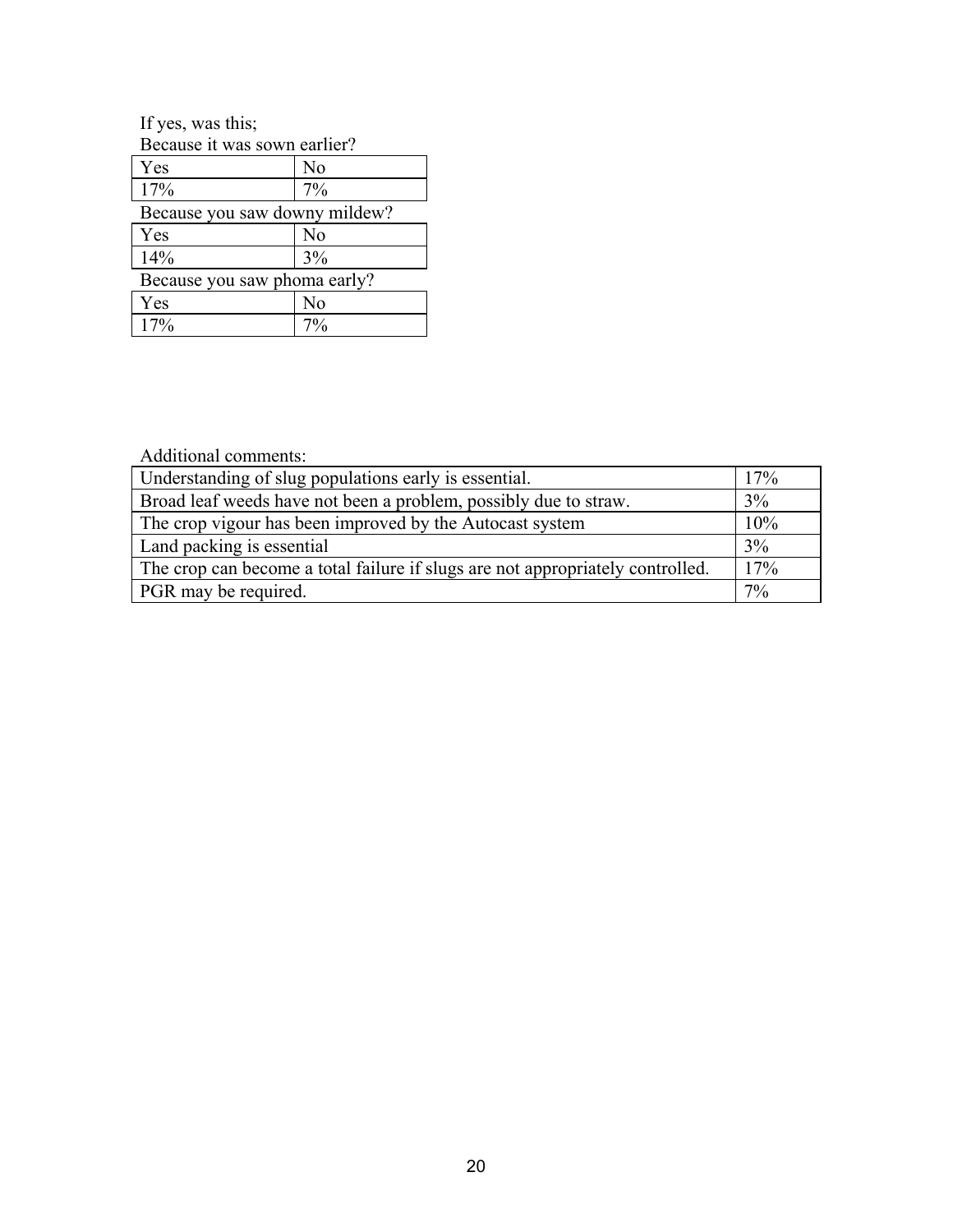If yes, was this;

Because it was sown earlier?

| Yes | No |
|---|---|
| 17% | 7% |

Because you saw downy mildew?

| Yes | No |
|---|---|
| 14% | 3% |

Because you saw phoma early?

| Yes | No |
|---|---|
| 17% | 7% |

Additional comments:

| Comment | % |
|---|---|
| Understanding of slug populations early is essential. | 17% |
| Broad leaf weeds have not been a problem, possibly due to straw. | 3% |
| The crop vigour has been improved by the Autocast system | 10% |
| Land packing is essential | 3% |
| The crop can become a total failure if slugs are not appropriately controlled. | 17% |
| PGR may be required. | 7% |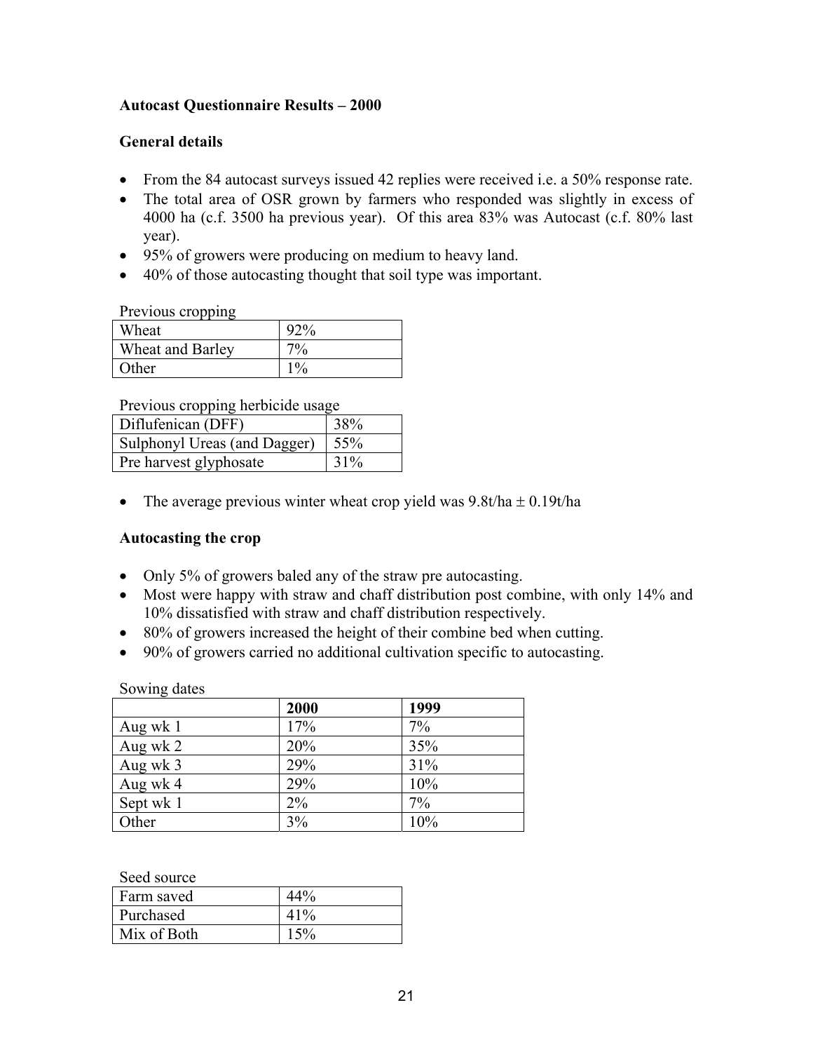**Autocast Questionnaire Results – 2000**

**General details**

- From the 84 autocast surveys issued 42 replies were received i.e. a 50% response rate.
- The total area of OSR grown by farmers who responded was slightly in excess of 4000 ha (c.f. 3500 ha previous year). Of this area 83% was Autocast (c.f. 80% last year).
- 95% of growers were producing on medium to heavy land.
- 40% of those autocasting thought that soil type was important.

Previous cropping

| Wheat | 92% |
|---|---|
| Wheat and Barley | 7% |
| Other | 1% |

Previous cropping herbicide usage

| Diflufenican (DFF) | 38% |
|---|---|
| Sulphonyl Ureas (and Dagger) | 55% |
| Pre harvest glyphosate | 31% |

- The average previous winter wheat crop yield was 9.8t/ha ± 0.19t/ha

**Autocasting the crop**

- Only 5% of growers baled any of the straw pre autocasting.
- Most were happy with straw and chaff distribution post combine, with only 14% and 10% dissatisfied with straw and chaff distribution respectively.
- 80% of growers increased the height of their combine bed when cutting.
- 90% of growers carried no additional cultivation specific to autocasting.

Sowing dates

| | **2000** | **1999** |
|---|---|---|
| Aug wk 1 | 17% | 7% |
| Aug wk 2 | 20% | 35% |
| Aug wk 3 | 29% | 31% |
| Aug wk 4 | 29% | 10% |
| Sept wk 1 | 2% | 7% |
| Other | 3% | 10% |

Seed source

| Farm saved | 44% |
|---|---|
| Purchased | 41% |
| Mix of Both | 15% |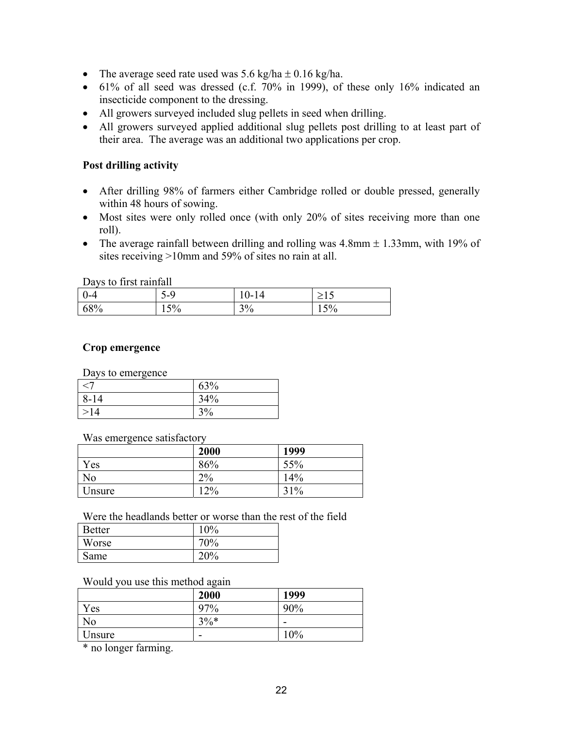- The average seed rate used was 5.6 kg/ha ± 0.16 kg/ha.
- 61% of all seed was dressed (c.f. 70% in 1999), of these only 16% indicated an insecticide component to the dressing.
- All growers surveyed included slug pellets in seed when drilling.
- All growers surveyed applied additional slug pellets post drilling to at least part of their area. The average was an additional two applications per crop.

**Post drilling activity**

- After drilling 98% of farmers either Cambridge rolled or double pressed, generally within 48 hours of sowing.
- Most sites were only rolled once (with only 20% of sites receiving more than one roll).
- The average rainfall between drilling and rolling was 4.8mm ± 1.33mm, with 19% of sites receiving >10mm and 59% of sites no rain at all.

Days to first rainfall

| 0-4 | 5-9 | 10-14 | ≥15 |
|---|---|---|---|
| 68% | 15% | 3% | 15% |

**Crop emergence**

Days to emergence

| | |
|---|---|
| <7 | 63% |
| 8-14 | 34% |
| >14 | 3% |

Was emergence satisfactory

| | 2000 | 1999 |
|---|---|---|
| Yes | 86% | 55% |
| No | 2% | 14% |
| Unsure | 12% | 31% |

Were the headlands better or worse than the rest of the field

| | |
|---|---|
| Better | 10% |
| Worse | 70% |
| Same | 20% |

Would you use this method again

| | 2000 | 1999 |
|---|---|---|
| Yes | 97% | 90% |
| No | 3%* | - |
| Unsure | - | 10% |

* no longer farming.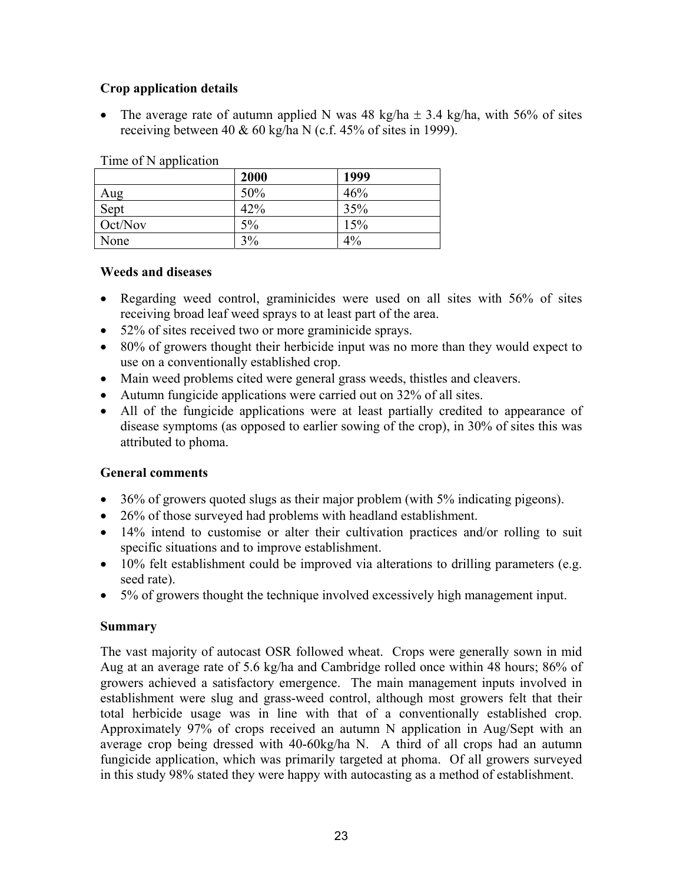### Crop application details

- The average rate of autumn applied N was 48 kg/ha ± 3.4 kg/ha, with 56% of sites receiving between 40 & 60 kg/ha N (c.f. 45% of sites in 1999).

Time of N application

| | 2000 | 1999 |
|---|---|---|
| Aug | 50% | 46% |
| Sept | 42% | 35% |
| Oct/Nov | 5% | 15% |
| None | 3% | 4% |

### Weeds and diseases

- Regarding weed control, graminicides were used on all sites with 56% of sites receiving broad leaf weed sprays to at least part of the area.
- 52% of sites received two or more graminicide sprays.
- 80% of growers thought their herbicide input was no more than they would expect to use on a conventionally established crop.
- Main weed problems cited were general grass weeds, thistles and cleavers.
- Autumn fungicide applications were carried out on 32% of all sites.
- All of the fungicide applications were at least partially credited to appearance of disease symptoms (as opposed to earlier sowing of the crop), in 30% of sites this was attributed to phoma.

### General comments

- 36% of growers quoted slugs as their major problem (with 5% indicating pigeons).
- 26% of those surveyed had problems with headland establishment.
- 14% intend to customise or alter their cultivation practices and/or rolling to suit specific situations and to improve establishment.
- 10% felt establishment could be improved via alterations to drilling parameters (e.g. seed rate).
- 5% of growers thought the technique involved excessively high management input.

### Summary

The vast majority of autocast OSR followed wheat. Crops were generally sown in mid Aug at an average rate of 5.6 kg/ha and Cambridge rolled once within 48 hours; 86% of growers achieved a satisfactory emergence. The main management inputs involved in establishment were slug and grass-weed control, although most growers felt that their total herbicide usage was in line with that of a conventionally established crop. Approximately 97% of crops received an autumn N application in Aug/Sept with an average crop being dressed with 40-60kg/ha N. A third of all crops had an autumn fungicide application, which was primarily targeted at phoma. Of all growers surveyed in this study 98% stated they were happy with autocasting as a method of establishment.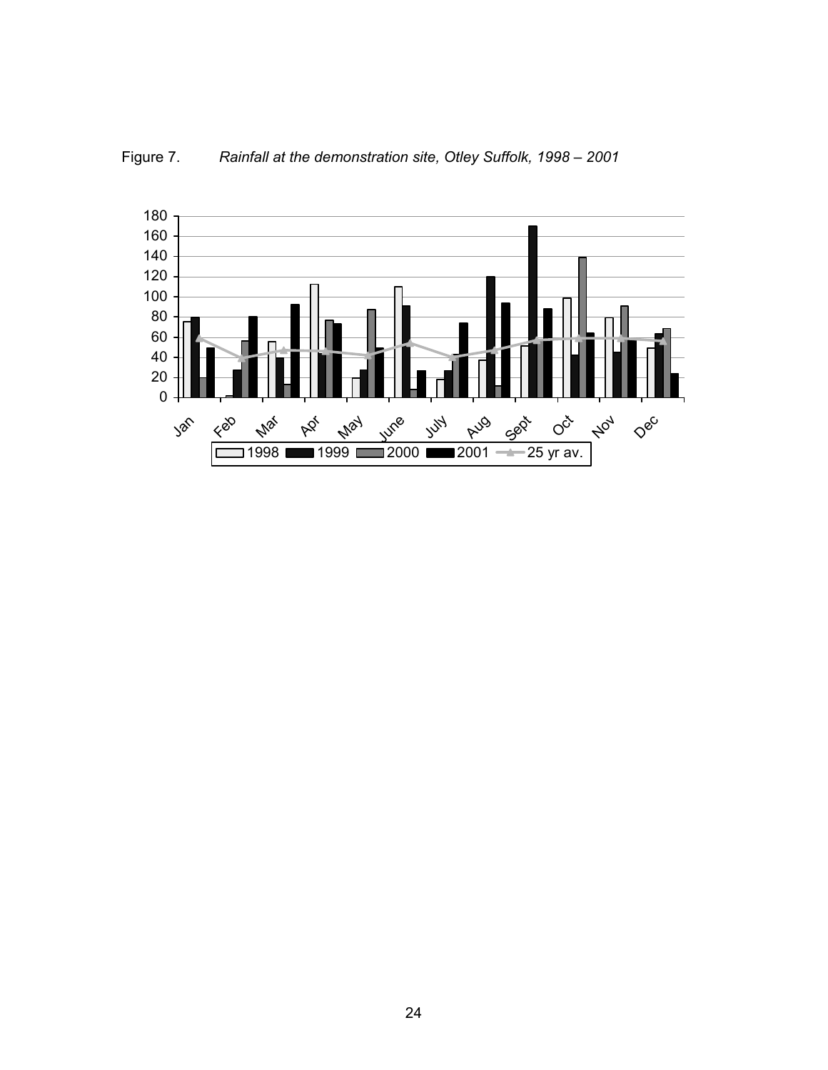Figure 7. *Rainfall at the demonstration site, Otley Suffolk, 1998 – 2001*

180
160
140
120
100
80
60
40
20
0

Jan Feb Mar Apr May June July Aug Sept Oct Nov Dec

1998 1999 2000 2001 25 yr av.